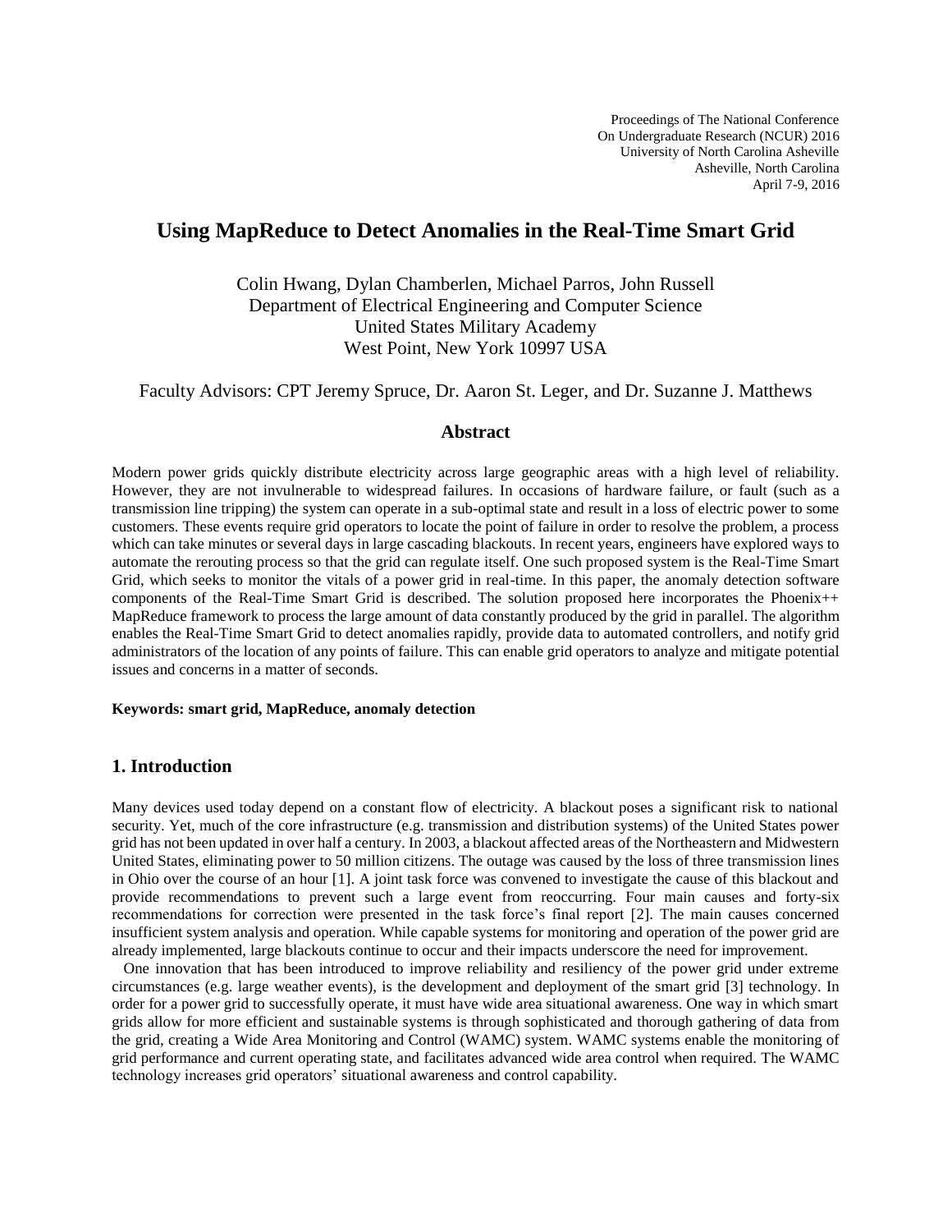Proceedings of The National Conference
On Undergraduate Research (NCUR) 2016
University of North Carolina Asheville
Asheville, North Carolina
April 7-9, 2016

# Using MapReduce to Detect Anomalies in the Real-Time Smart Grid

Colin Hwang, Dylan Chamberlen, Michael Parros, John Russell
Department of Electrical Engineering and Computer Science
United States Military Academy
West Point, New York 10997 USA

Faculty Advisors: CPT Jeremy Spruce, Dr. Aaron St. Leger, and Dr. Suzanne J. Matthews

## Abstract

Modern power grids quickly distribute electricity across large geographic areas with a high level of reliability. However, they are not invulnerable to widespread failures. In occasions of hardware failure, or fault (such as a transmission line tripping) the system can operate in a sub-optimal state and result in a loss of electric power to some customers. These events require grid operators to locate the point of failure in order to resolve the problem, a process which can take minutes or several days in large cascading blackouts. In recent years, engineers have explored ways to automate the rerouting process so that the grid can regulate itself. One such proposed system is the Real-Time Smart Grid, which seeks to monitor the vitals of a power grid in real-time. In this paper, the anomaly detection software components of the Real-Time Smart Grid is described. The solution proposed here incorporates the Phoenix++ MapReduce framework to process the large amount of data constantly produced by the grid in parallel. The algorithm enables the Real-Time Smart Grid to detect anomalies rapidly, provide data to automated controllers, and notify grid administrators of the location of any points of failure. This can enable grid operators to analyze and mitigate potential issues and concerns in a matter of seconds.

**Keywords: smart grid, MapReduce, anomaly detection**

## 1. Introduction

Many devices used today depend on a constant flow of electricity. A blackout poses a significant risk to national security. Yet, much of the core infrastructure (e.g. transmission and distribution systems) of the United States power grid has not been updated in over half a century. In 2003, a blackout affected areas of the Northeastern and Midwestern United States, eliminating power to 50 million citizens. The outage was caused by the loss of three transmission lines in Ohio over the course of an hour [1]. A joint task force was convened to investigate the cause of this blackout and provide recommendations to prevent such a large event from reoccurring. Four main causes and forty-six recommendations for correction were presented in the task force's final report [2]. The main causes concerned insufficient system analysis and operation. While capable systems for monitoring and operation of the power grid are already implemented, large blackouts continue to occur and their impacts underscore the need for improvement.

One innovation that has been introduced to improve reliability and resiliency of the power grid under extreme circumstances (e.g. large weather events), is the development and deployment of the smart grid [3] technology. In order for a power grid to successfully operate, it must have wide area situational awareness. One way in which smart grids allow for more efficient and sustainable systems is through sophisticated and thorough gathering of data from the grid, creating a Wide Area Monitoring and Control (WAMC) system. WAMC systems enable the monitoring of grid performance and current operating state, and facilitates advanced wide area control when required. The WAMC technology increases grid operators' situational awareness and control capability.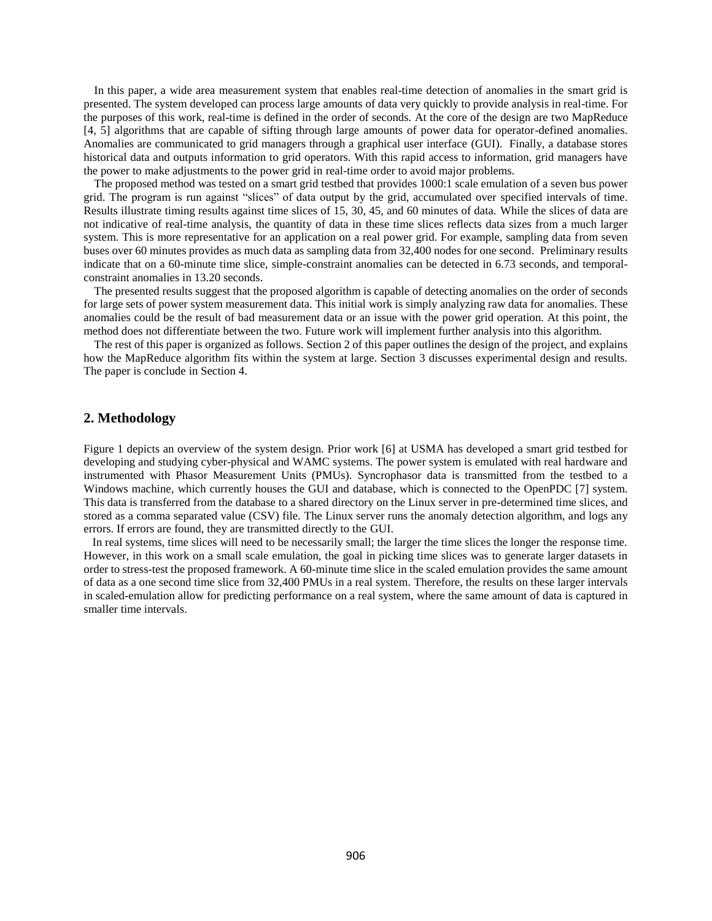In this paper, a wide area measurement system that enables real-time detection of anomalies in the smart grid is presented. The system developed can process large amounts of data very quickly to provide analysis in real-time. For the purposes of this work, real-time is defined in the order of seconds. At the core of the design are two MapReduce [4, 5] algorithms that are capable of sifting through large amounts of power data for operator-defined anomalies. Anomalies are communicated to grid managers through a graphical user interface (GUI). Finally, a database stores historical data and outputs information to grid operators. With this rapid access to information, grid managers have the power to make adjustments to the power grid in real-time order to avoid major problems.

The proposed method was tested on a smart grid testbed that provides 1000:1 scale emulation of a seven bus power grid. The program is run against "slices" of data output by the grid, accumulated over specified intervals of time. Results illustrate timing results against time slices of 15, 30, 45, and 60 minutes of data. While the slices of data are not indicative of real-time analysis, the quantity of data in these time slices reflects data sizes from a much larger system. This is more representative for an application on a real power grid. For example, sampling data from seven buses over 60 minutes provides as much data as sampling data from 32,400 nodes for one second. Preliminary results indicate that on a 60-minute time slice, simple-constraint anomalies can be detected in 6.73 seconds, and temporal-constraint anomalies in 13.20 seconds.

The presented results suggest that the proposed algorithm is capable of detecting anomalies on the order of seconds for large sets of power system measurement data. This initial work is simply analyzing raw data for anomalies. These anomalies could be the result of bad measurement data or an issue with the power grid operation. At this point, the method does not differentiate between the two. Future work will implement further analysis into this algorithm.

The rest of this paper is organized as follows. Section 2 of this paper outlines the design of the project, and explains how the MapReduce algorithm fits within the system at large. Section 3 discusses experimental design and results. The paper is conclude in Section 4.

## 2. Methodology

Figure 1 depicts an overview of the system design. Prior work [6] at USMA has developed a smart grid testbed for developing and studying cyber-physical and WAMC systems. The power system is emulated with real hardware and instrumented with Phasor Measurement Units (PMUs). Syncrophasor data is transmitted from the testbed to a Windows machine, which currently houses the GUI and database, which is connected to the OpenPDC [7] system. This data is transferred from the database to a shared directory on the Linux server in pre-determined time slices, and stored as a comma separated value (CSV) file. The Linux server runs the anomaly detection algorithm, and logs any errors. If errors are found, they are transmitted directly to the GUI.

In real systems, time slices will need to be necessarily small; the larger the time slices the longer the response time. However, in this work on a small scale emulation, the goal in picking time slices was to generate larger datasets in order to stress-test the proposed framework. A 60-minute time slice in the scaled emulation provides the same amount of data as a one second time slice from 32,400 PMUs in a real system. Therefore, the results on these larger intervals in scaled-emulation allow for predicting performance on a real system, where the same amount of data is captured in smaller time intervals.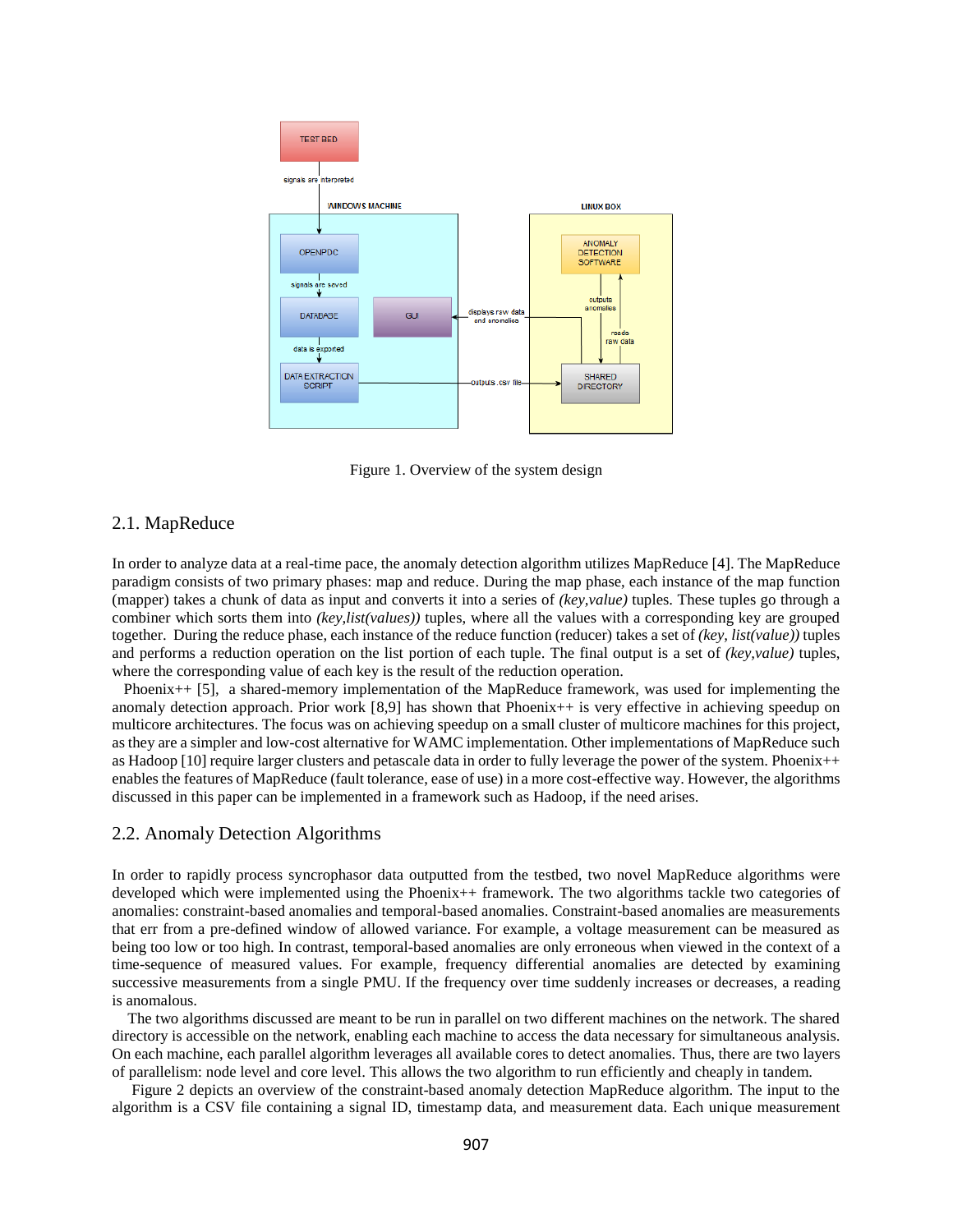Figure 1. Overview of the system design

## 2.1. MapReduce

In order to analyze data at a real-time pace, the anomaly detection algorithm utilizes MapReduce [4]. The MapReduce paradigm consists of two primary phases: map and reduce. During the map phase, each instance of the map function (mapper) takes a chunk of data as input and converts it into a series of *(key,value)* tuples. These tuples go through a combiner which sorts them into *(key,list(values))* tuples, where all the values with a corresponding key are grouped together. During the reduce phase, each instance of the reduce function (reducer) takes a set of *(key, list(value))* tuples and performs a reduction operation on the list portion of each tuple. The final output is a set of *(key,value)* tuples, where the corresponding value of each key is the result of the reduction operation.

Phoenix++ [5], a shared-memory implementation of the MapReduce framework, was used for implementing the anomaly detection approach. Prior work [8,9] has shown that Phoenix++ is very effective in achieving speedup on multicore architectures. The focus was on achieving speedup on a small cluster of multicore machines for this project, as they are a simpler and lower-cost alternative for WAMC implementation. Other implementations of MapReduce such as Hadoop [10] require larger clusters and petascale data in order to fully leverage the power of the system. Phoenix++ enables the features of MapReduce (fault tolerance, ease of use) in a more cost-effective way. However, the algorithms discussed in this paper can be implemented in a framework such as Hadoop, if the need arises.

## 2.2. Anomaly Detection Algorithms

In order to rapidly process syncrophasor data outputted from the testbed, two novel MapReduce algorithms were developed which were implemented using the Phoenix++ framework. The two algorithms tackle two categories of anomalies: constraint-based anomalies and temporal-based anomalies. Constraint-based anomalies are measurements that err from a pre-defined window of allowed variance. For example, a voltage measurement can be measured as being too low or too high. In contrast, temporal-based anomalies are only erroneous when viewed in the context of a time-sequence of measured values. For example, frequency differential anomalies are detected by examining successive measurements from a single PMU. If the frequency over time suddenly increases or decreases, a reading is anomalous.

The two algorithms discussed are meant to be run in parallel on two different machines on the network. The shared directory is accessible on the network, enabling each machine to access the data necessary for simultaneous analysis. On each machine, each parallel algorithm leverages all available cores to detect anomalies. Thus, there are two layers of parallelism: node level and core level. This allows the two algorithm to run efficiently and cheaply in tandem.

Figure 2 depicts an overview of the constraint-based anomaly detection MapReduce algorithm. The input to the algorithm is a CSV file containing a signal ID, timestamp data, and measurement data. Each unique measurement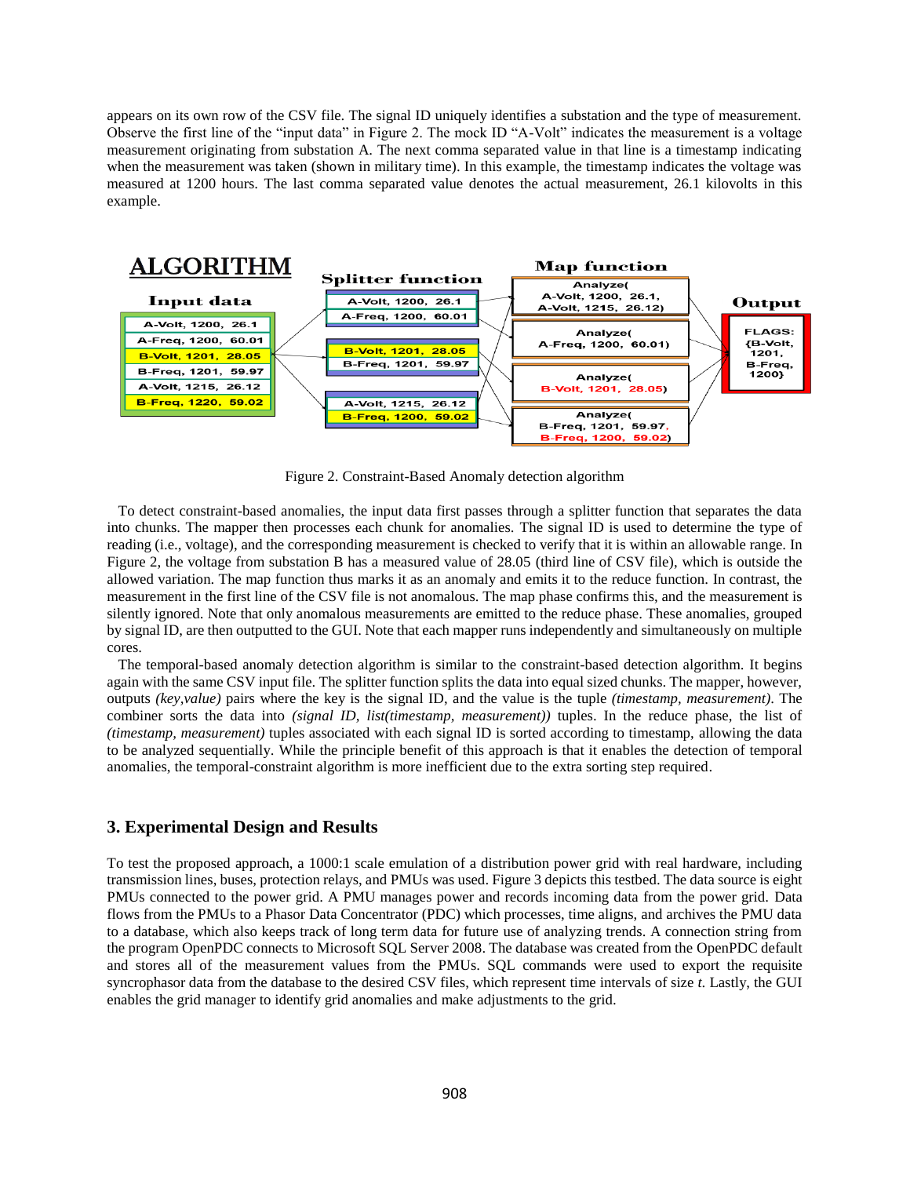appears on its own row of the CSV file. The signal ID uniquely identifies a substation and the type of measurement. Observe the first line of the "input data" in Figure 2. The mock ID "A-Volt" indicates the measurement is a voltage measurement originating from substation A. The next comma separated value in that line is a timestamp indicating when the measurement was taken (shown in military time). In this example, the timestamp indicates the voltage was measured at 1200 hours. The last comma separated value denotes the actual measurement, 26.1 kilovolts in this example.

Figure 2. Constraint-Based Anomaly detection algorithm

To detect constraint-based anomalies, the input data first passes through a splitter function that separates the data into chunks. The mapper then processes each chunk for anomalies. The signal ID is used to determine the type of reading (i.e., voltage), and the corresponding measurement is checked to verify that it is within an allowable range. In Figure 2, the voltage from substation B has a measured value of 28.05 (third line of CSV file), which is outside the allowed variation. The map function thus marks it as an anomaly and emits it to the reduce function. In contrast, the measurement in the first line of the CSV file is not anomalous. The map phase confirms this, and the measurement is silently ignored. Note that only anomalous measurements are emitted to the reduce phase. These anomalies, grouped by signal ID, are then outputted to the GUI. Note that each mapper runs independently and simultaneously on multiple cores.

The temporal-based anomaly detection algorithm is similar to the constraint-based detection algorithm. It begins again with the same CSV input file. The splitter function splits the data into equal sized chunks. The mapper, however, outputs *(key,value)* pairs where the key is the signal ID, and the value is the tuple *(timestamp, measurement)*. The combiner sorts the data into *(signal ID, list(timestamp, measurement))* tuples. In the reduce phase, the list of *(timestamp, measurement)* tuples associated with each signal ID is sorted according to timestamp, allowing the data to be analyzed sequentially. While the principle benefit of this approach is that it enables the detection of temporal anomalies, the temporal-constraint algorithm is more inefficient due to the extra sorting step required.

## 3. Experimental Design and Results

To test the proposed approach, a 1000:1 scale emulation of a distribution power grid with real hardware, including transmission lines, buses, protection relays, and PMUs was used. Figure 3 depicts this testbed. The data source is eight PMUs connected to the power grid. A PMU manages power and records incoming data from the power grid. Data flows from the PMUs to a Phasor Data Concentrator (PDC) which processes, time aligns, and archives the PMU data to a database, which also keeps track of long term data for future use of analyzing trends. A connection string from the program OpenPDC connects to Microsoft SQL Server 2008. The database was created from the OpenPDC default and stores all of the measurement values from the PMUs. SQL commands were used to export the requisite syncrophasor data from the database to the desired CSV files, which represent time intervals of size *t*. Lastly, the GUI enables the grid manager to identify grid anomalies and make adjustments to the grid.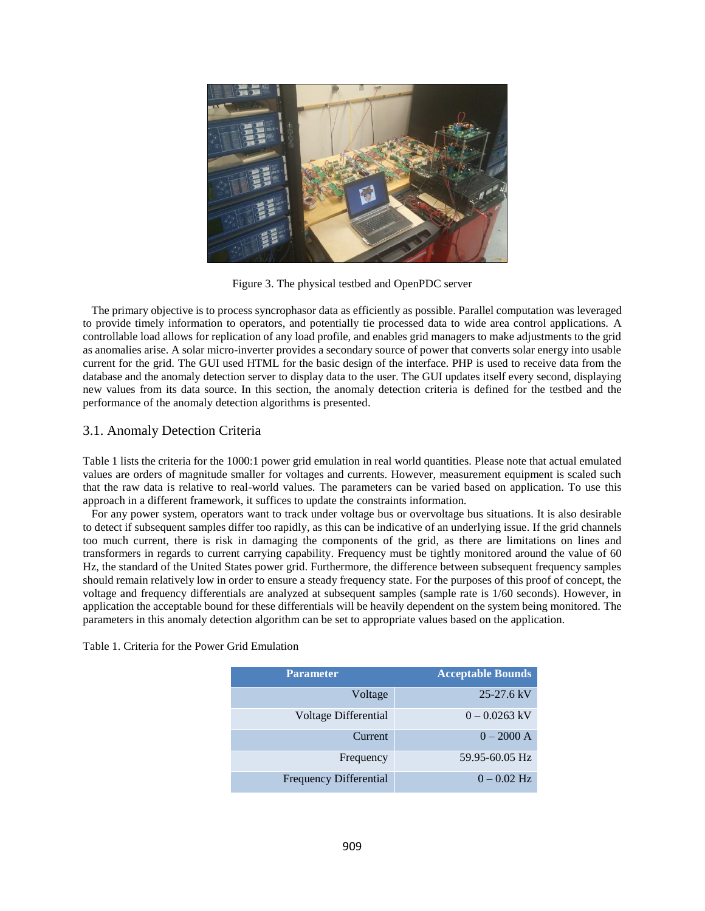Figure 3. The physical testbed and OpenPDC server

The primary objective is to process syncrophasor data as efficiently as possible. Parallel computation was leveraged to provide timely information to operators, and potentially tie processed data to wide area control applications. A controllable load allows for replication of any load profile, and enables grid managers to make adjustments to the grid as anomalies arise. A solar micro-inverter provides a secondary source of power that converts solar energy into usable current for the grid. The GUI used HTML for the basic design of the interface. PHP is used to receive data from the database and the anomaly detection server to display data to the user. The GUI updates itself every second, displaying new values from its data source. In this section, the anomaly detection criteria is defined for the testbed and the performance of the anomaly detection algorithms is presented.

## 3.1. Anomaly Detection Criteria

Table 1 lists the criteria for the 1000:1 power grid emulation in real world quantities. Please note that actual emulated values are orders of magnitude smaller for voltages and currents. However, measurement equipment is scaled such that the raw data is relative to real-world values. The parameters can be varied based on application. To use this approach in a different framework, it suffices to update the constraints information.

For any power system, operators want to track under voltage bus or overvoltage bus situations. It is also desirable to detect if subsequent samples differ too rapidly, as this can be indicative of an underlying issue. If the grid channels too much current, there is risk in damaging the components of the grid, as there are limitations on lines and transformers in regards to current carrying capability. Frequency must be tightly monitored around the value of 60 Hz, the standard of the United States power grid. Furthermore, the difference between subsequent frequency samples should remain relatively low in order to ensure a steady frequency state. For the purposes of this proof of concept, the voltage and frequency differentials are analyzed at subsequent samples (sample rate is 1/60 seconds). However, in application the acceptable bound for these differentials will be heavily dependent on the system being monitored. The parameters in this anomaly detection algorithm can be set to appropriate values based on the application.

Table 1. Criteria for the Power Grid Emulation

| Parameter | Acceptable Bounds |
|---|---|
| Voltage | 25-27.6 kV |
| Voltage Differential | 0 – 0.0263 kV |
| Current | 0 – 2000 A |
| Frequency | 59.95-60.05 Hz |
| Frequency Differential | 0 – 0.02 Hz |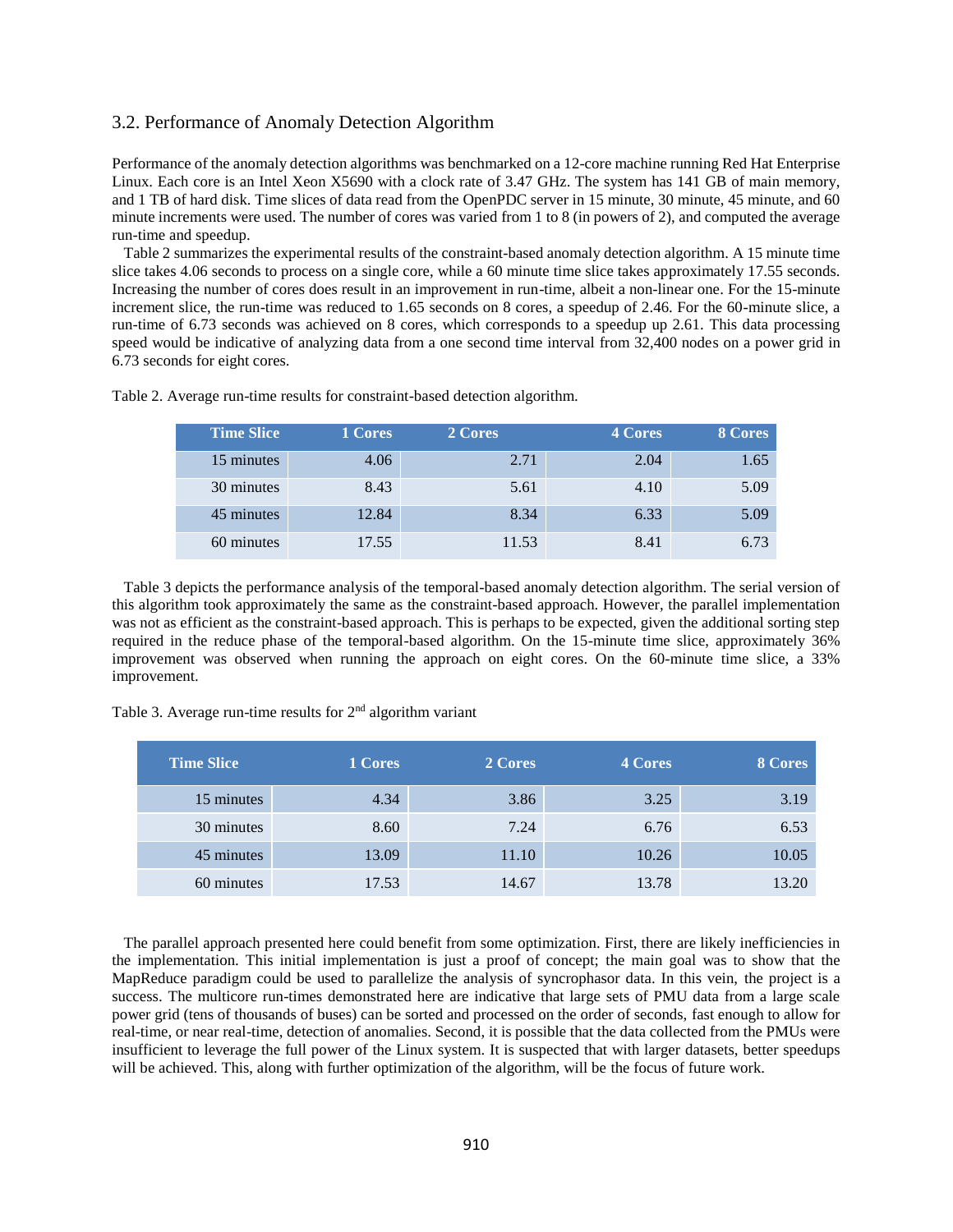## 3.2. Performance of Anomaly Detection Algorithm

Performance of the anomaly detection algorithms was benchmarked on a 12-core machine running Red Hat Enterprise Linux. Each core is an Intel Xeon X5690 with a clock rate of 3.47 GHz. The system has 141 GB of main memory, and 1 TB of hard disk. Time slices of data read from the OpenPDC server in 15 minute, 30 minute, 45 minute, and 60 minute increments were used. The number of cores was varied from 1 to 8 (in powers of 2), and computed the average run-time and speedup.

Table 2 summarizes the experimental results of the constraint-based anomaly detection algorithm. A 15 minute time slice takes 4.06 seconds to process on a single core, while a 60 minute time slice takes approximately 17.55 seconds. Increasing the number of cores does result in an improvement in run-time, albeit a non-linear one. For the 15-minute increment slice, the run-time was reduced to 1.65 seconds on 8 cores, a speedup of 2.46. For the 60-minute slice, a run-time of 6.73 seconds was achieved on 8 cores, which corresponds to a speedup up 2.61. This data processing speed would be indicative of analyzing data from a one second time interval from 32,400 nodes on a power grid in 6.73 seconds for eight cores.

Table 2. Average run-time results for constraint-based detection algorithm.

| Time Slice | 1 Cores | 2 Cores | 4 Cores | 8 Cores |
|---|---|---|---|---|
| 15 minutes | 4.06 | 2.71 | 2.04 | 1.65 |
| 30 minutes | 8.43 | 5.61 | 4.10 | 5.09 |
| 45 minutes | 12.84 | 8.34 | 6.33 | 5.09 |
| 60 minutes | 17.55 | 11.53 | 8.41 | 6.73 |

Table 3 depicts the performance analysis of the temporal-based anomaly detection algorithm. The serial version of this algorithm took approximately the same as the constraint-based approach. However, the parallel implementation was not as efficient as the constraint-based approach. This is perhaps to be expected, given the additional sorting step required in the reduce phase of the temporal-based algorithm. On the 15-minute time slice, approximately 36% improvement was observed when running the approach on eight cores. On the 60-minute time slice, a 33% improvement.

Table 3. Average run-time results for 2nd algorithm variant

| Time Slice | 1 Cores | 2 Cores | 4 Cores | 8 Cores |
|---|---|---|---|---|
| 15 minutes | 4.34 | 3.86 | 3.25 | 3.19 |
| 30 minutes | 8.60 | 7.24 | 6.76 | 6.53 |
| 45 minutes | 13.09 | 11.10 | 10.26 | 10.05 |
| 60 minutes | 17.53 | 14.67 | 13.78 | 13.20 |

The parallel approach presented here could benefit from some optimization. First, there are likely inefficiencies in the implementation. This initial implementation is just a proof of concept; the main goal was to show that the MapReduce paradigm could be used to parallelize the analysis of syncrophasor data. In this vein, the project is a success. The multicore run-times demonstrated here are indicative that large sets of PMU data from a large scale power grid (tens of thousands of buses) can be sorted and processed on the order of seconds, fast enough to allow for real-time, or near real-time, detection of anomalies. Second, it is possible that the data collected from the PMUs were insufficient to leverage the full power of the Linux system. It is suspected that with larger datasets, better speedups will be achieved. This, along with further optimization of the algorithm, will be the focus of future work.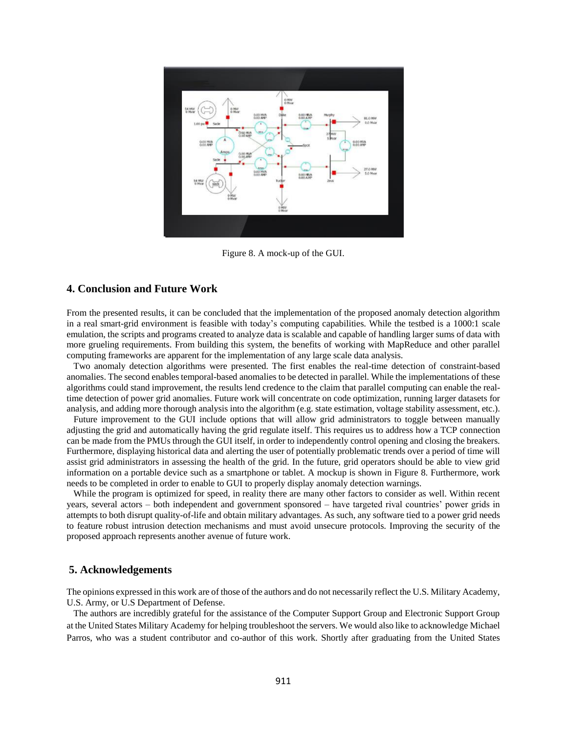Figure 8. A mock-up of the GUI.

## 4. Conclusion and Future Work

From the presented results, it can be concluded that the implementation of the proposed anomaly detection algorithm in a real smart-grid environment is feasible with today's computing capabilities. While the testbed is a 1000:1 scale emulation, the scripts and programs created to analyze data is scalable and capable of handling larger sums of data with more grueling requirements. From building this system, the benefits of working with MapReduce and other parallel computing frameworks are apparent for the implementation of any large scale data analysis.

Two anomaly detection algorithms were presented. The first enables the real-time detection of constraint-based anomalies. The second enables temporal-based anomalies to be detected in parallel. While the implementations of these algorithms could stand improvement, the results lend credence to the claim that parallel computing can enable the real-time detection of power grid anomalies. Future work will concentrate on code optimization, running larger datasets for analysis, and adding more thorough analysis into the algorithm (e.g. state estimation, voltage stability assessment, etc.).

Future improvement to the GUI include options that will allow grid administrators to toggle between manually adjusting the grid and automatically having the grid regulate itself. This requires us to address how a TCP connection can be made from the PMUs through the GUI itself, in order to independently control opening and closing the breakers. Furthermore, displaying historical data and alerting the user of potentially problematic trends over a period of time will assist grid administrators in assessing the health of the grid. In the future, grid operators should be able to view grid information on a portable device such as a smartphone or tablet. A mockup is shown in Figure 8. Furthermore, work needs to be completed in order to enable to GUI to properly display anomaly detection warnings.

While the program is optimized for speed, in reality there are many other factors to consider as well. Within recent years, several actors – both independent and government sponsored – have targeted rival countries' power grids in attempts to both disrupt quality-of-life and obtain military advantages. As such, any software tied to a power grid needs to feature robust intrusion detection mechanisms and must avoid unsecure protocols. Improving the security of the proposed approach represents another avenue of future work.

## 5. Acknowledgements

The opinions expressed in this work are of those of the authors and do not necessarily reflect the U.S. Military Academy, U.S. Army, or U.S Department of Defense.

The authors are incredibly grateful for the assistance of the Computer Support Group and Electronic Support Group at the United States Military Academy for helping troubleshoot the servers. We would also like to acknowledge Michael Parros, who was a student contributor and co-author of this work. Shortly after graduating from the United States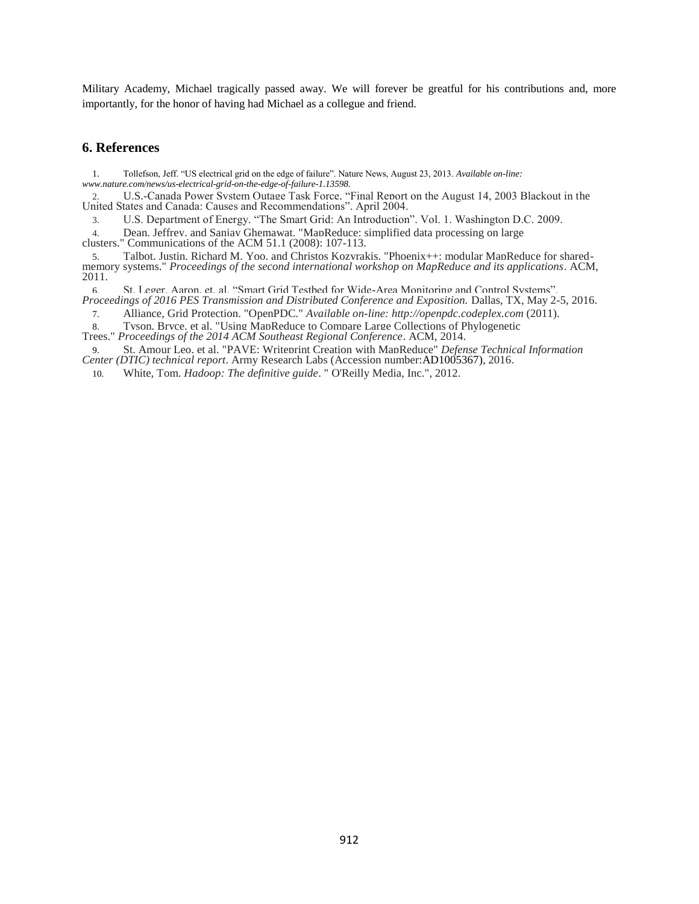Military Academy, Michael tragically passed away. We will forever be greatful for his contributions and, more importantly, for the honor of having had Michael as a collegue and friend.

## 6. References

1. Tollefson, Jeff. "US electrical grid on the edge of failure". Nature News, August 23, 2013. *Available on-line: www.nature.com/news/us-electrical-grid-on-the-edge-of-failure-1.13598.*
2. U.S.-Canada Power System Outage Task Force, "Final Report on the August 14, 2003 Blackout in the United States and Canada: Causes and Recommendations". April 2004.
3. U.S. Department of Energy. "The Smart Grid: An Introduction". Vol. 1. Washington D.C. 2009.
4. Dean, Jeffrey, and Sanjay Ghemawat. "MapReduce: simplified data processing on large clusters." Communications of the ACM 51.1 (2008): 107-113.
5. Talbot, Justin, Richard M. Yoo, and Christos Kozyrakis. "Phoenix++: modular MapReduce for shared-memory systems." *Proceedings of the second international workshop on MapReduce and its applications*. ACM, 2011.
6. St. Leger, Aaron, et. al. "Smart Grid Testbed for Wide-Area Monitoring and Control Systems". *Proceedings of 2016 PES Transmission and Distributed Conference and Exposition.* Dallas, TX, May 2-5, 2016.
7. Alliance, Grid Protection. "OpenPDC." *Available on-line: http://openpdc.codeplex.com* (2011).
8. Tyson, Bryce, et al. "Using MapReduce to Compare Large Collections of Phylogenetic Trees." *Proceedings of the 2014 ACM Southeast Regional Conference*. ACM, 2014.
9. St. Amour Leo, et al. "PAVE: Writeprint Creation with MapReduce" *Defense Technical Information Center (DTIC) technical report*. Army Research Labs (Accession number:AD1005367), 2016.
10. White, Tom. *Hadoop: The definitive guide*. " O'Reilly Media, Inc.", 2012.